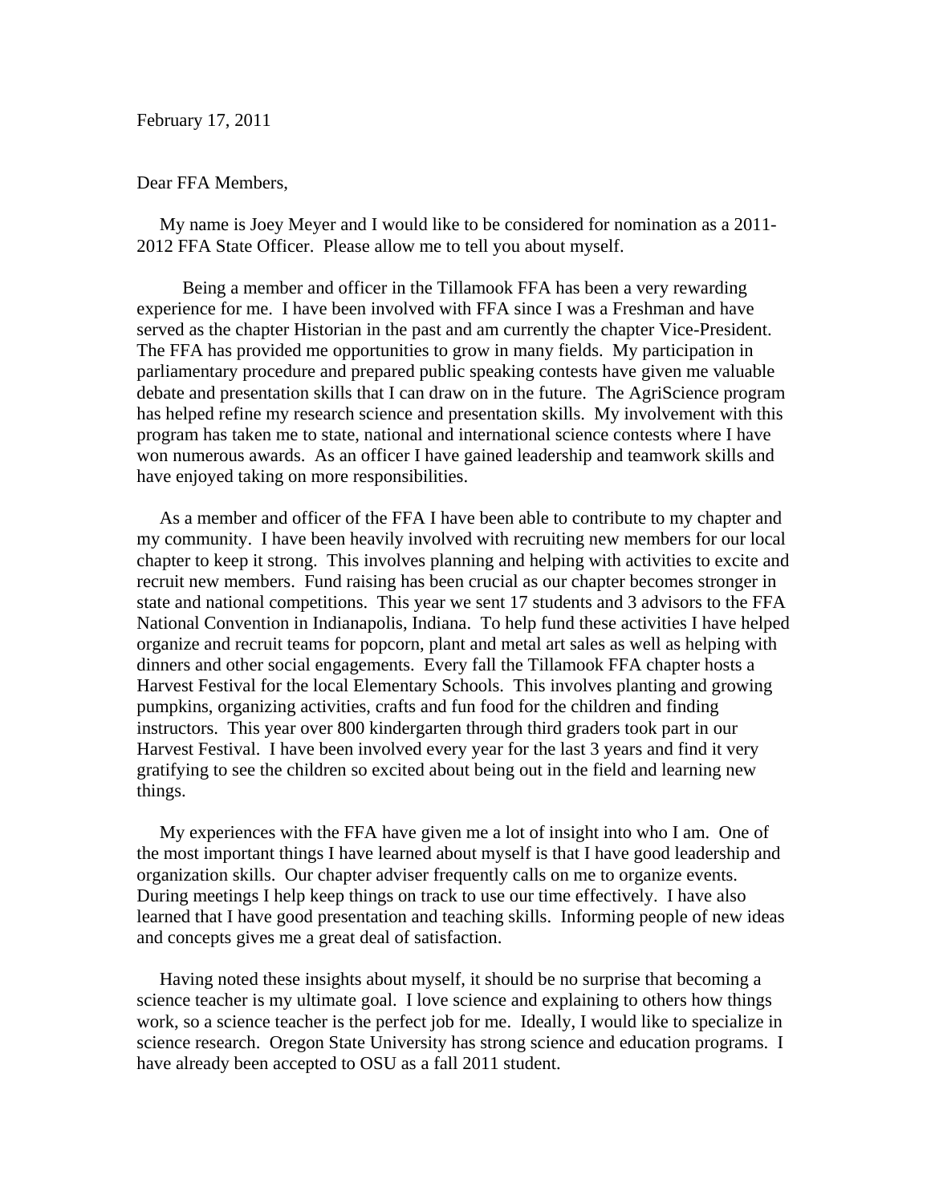February 17, 2011

Dear FFA Members,

My name is Joey Meyer and I would like to be considered for nomination as a 2011-2012 FFA State Officer. Please allow me to tell you about myself.

Being a member and officer in the Tillamook FFA has been a very rewarding experience for me. I have been involved with FFA since I was a Freshman and have served as the chapter Historian in the past and am currently the chapter Vice-President. The FFA has provided me opportunities to grow in many fields. My participation in parliamentary procedure and prepared public speaking contests have given me valuable debate and presentation skills that I can draw on in the future. The AgriScience program has helped refine my research science and presentation skills. My involvement with this program has taken me to state, national and international science contests where I have won numerous awards. As an officer I have gained leadership and teamwork skills and have enjoyed taking on more responsibilities.

As a member and officer of the FFA I have been able to contribute to my chapter and my community. I have been heavily involved with recruiting new members for our local chapter to keep it strong. This involves planning and helping with activities to excite and recruit new members. Fund raising has been crucial as our chapter becomes stronger in state and national competitions. This year we sent 17 students and 3 advisors to the FFA National Convention in Indianapolis, Indiana. To help fund these activities I have helped organize and recruit teams for popcorn, plant and metal art sales as well as helping with dinners and other social engagements. Every fall the Tillamook FFA chapter hosts a Harvest Festival for the local Elementary Schools. This involves planting and growing pumpkins, organizing activities, crafts and fun food for the children and finding instructors. This year over 800 kindergarten through third graders took part in our Harvest Festival. I have been involved every year for the last 3 years and find it very gratifying to see the children so excited about being out in the field and learning new things.

My experiences with the FFA have given me a lot of insight into who I am. One of the most important things I have learned about myself is that I have good leadership and organization skills. Our chapter adviser frequently calls on me to organize events. During meetings I help keep things on track to use our time effectively. I have also learned that I have good presentation and teaching skills. Informing people of new ideas and concepts gives me a great deal of satisfaction.

Having noted these insights about myself, it should be no surprise that becoming a science teacher is my ultimate goal. I love science and explaining to others how things work, so a science teacher is the perfect job for me. Ideally, I would like to specialize in science research. Oregon State University has strong science and education programs. I have already been accepted to OSU as a fall 2011 student.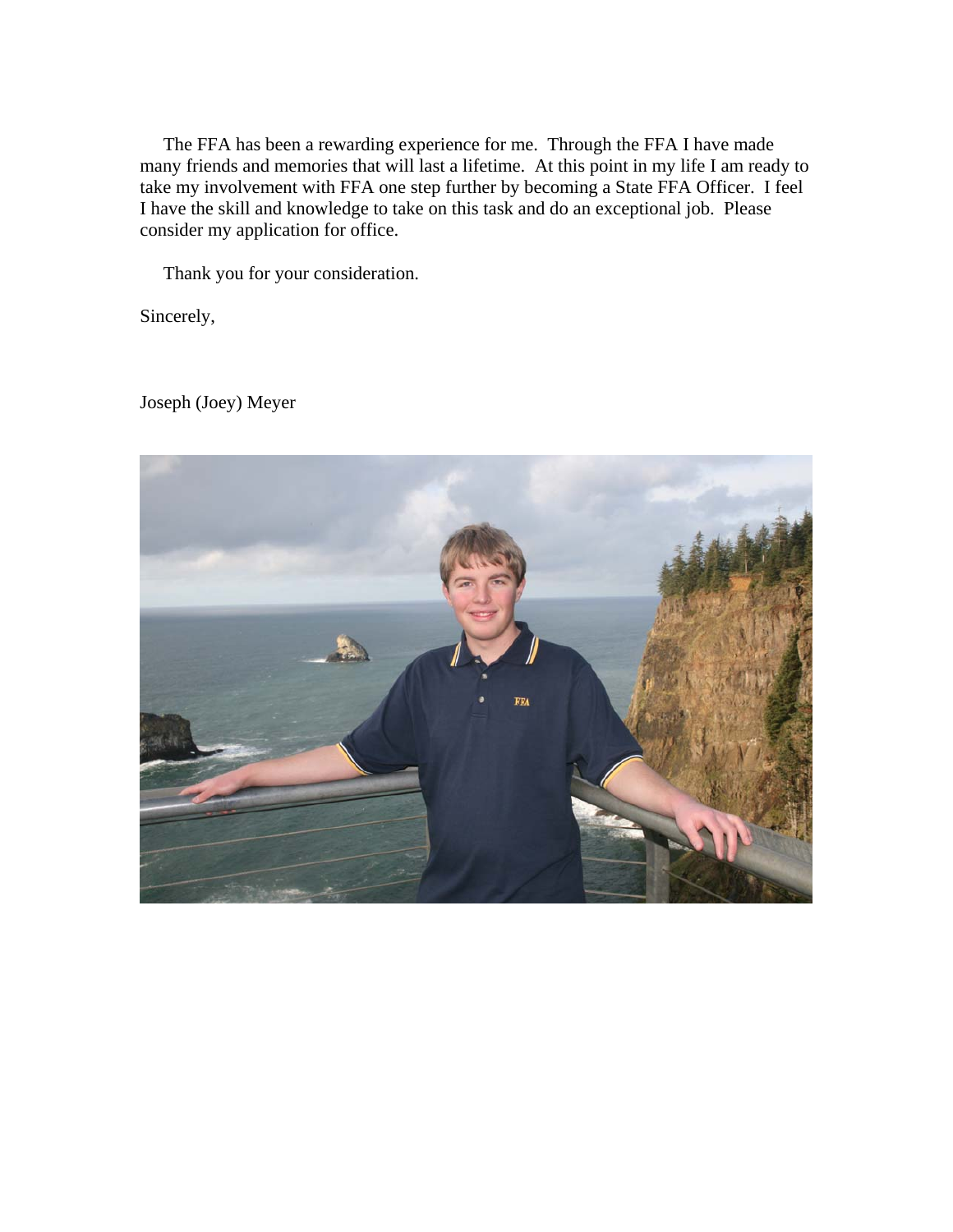The FFA has been a rewarding experience for me. Through the FFA I have made many friends and memories that will last a lifetime. At this point in my life I am ready to take my involvement with FFA one step further by becoming a State FFA Officer. I feel I have the skill and knowledge to take on this task and do an exceptional job. Please consider my application for office.

Thank you for your consideration.

Sincerely,

Joseph (Joey) Meyer